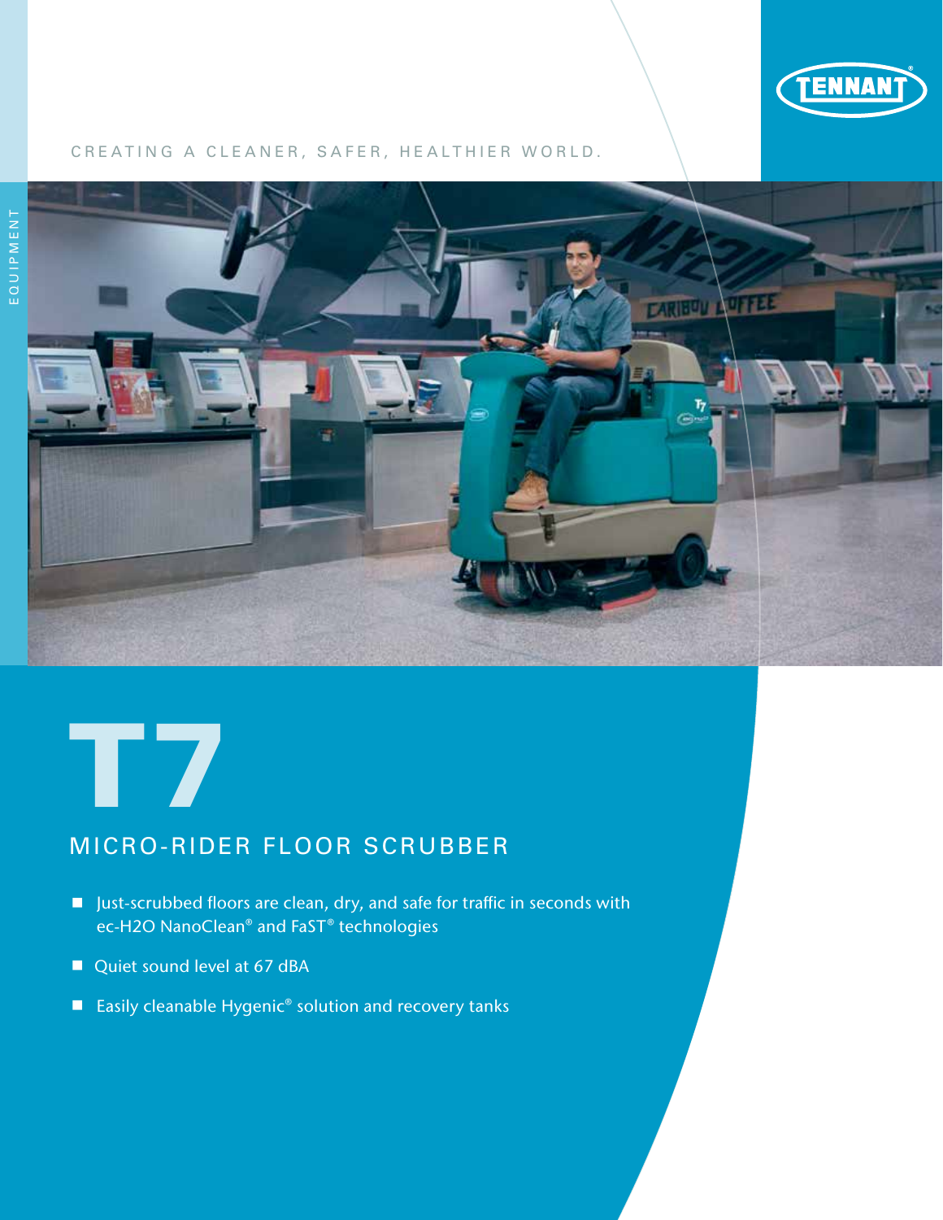TENNANT

CREATING A CLEANER, SAFER, HEALTHIER WORLD.

EQUIPMENT

# T7

## MICRO-RIDER FLOOR SCRUBBER

- Just-scrubbed floors are clean, dry, and safe for traffic in seconds with ec-H2O NanoClean® and FaST® technologies
- Quiet sound level at 67 dBA
- Easily cleanable Hygenic® solution and recovery tanks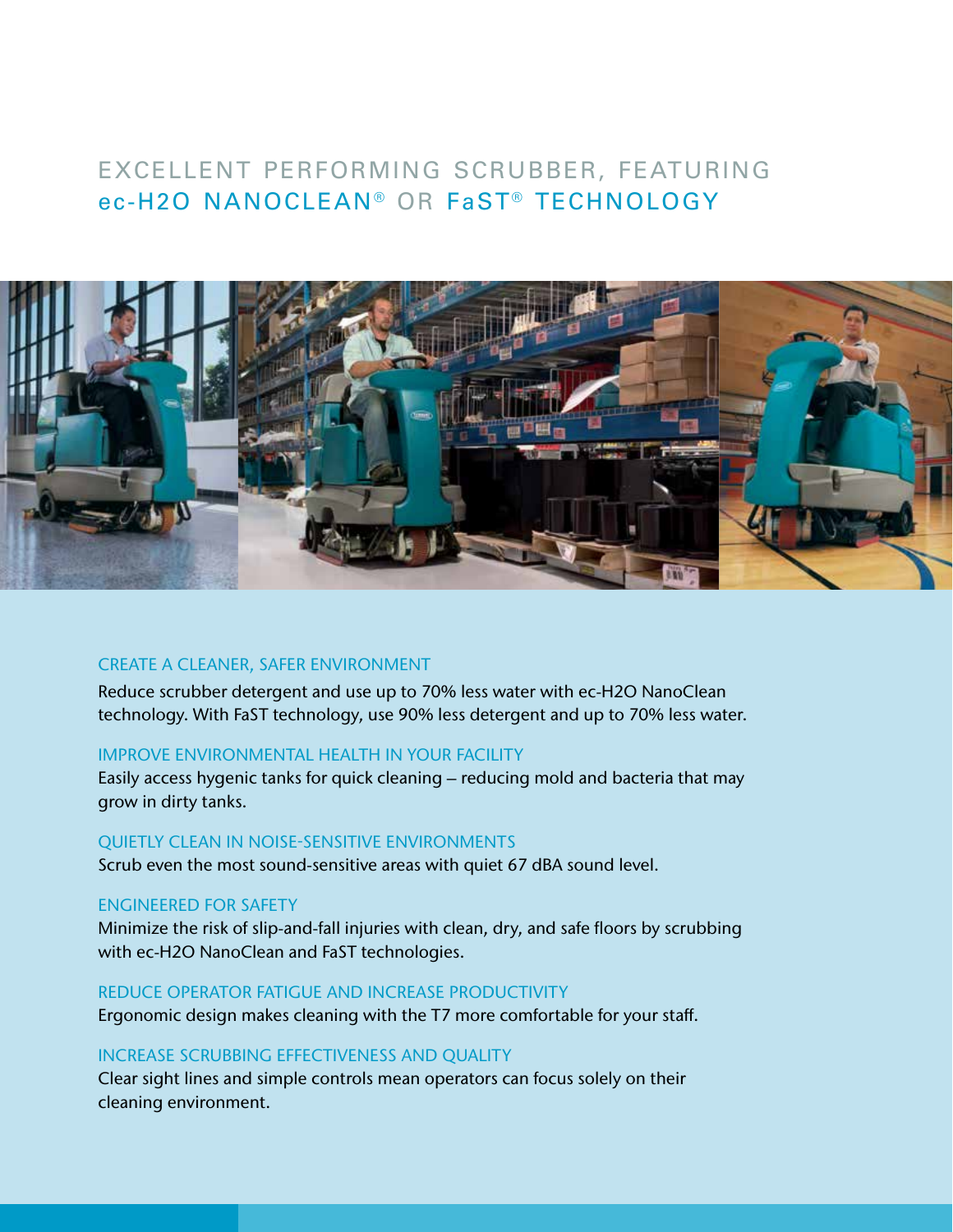# EXCELLENT PERFORMING SCRUBBER, FEATURING ec-H2O NANOCLEAN® OR FaST® TECHNOLOGY

### CREATE A CLEANER, SAFER ENVIRONMENT

Reduce scrubber detergent and use up to 70% less water with ec-H2O NanoClean technology. With FaST technology, use 90% less detergent and up to 70% less water.

### IMPROVE ENVIRONMENTAL HEALTH IN YOUR FACILITY

Easily access hygenic tanks for quick cleaning – reducing mold and bacteria that may grow in dirty tanks.

### QUIETLY CLEAN IN NOISE-SENSITIVE ENVIRONMENTS

Scrub even the most sound-sensitive areas with quiet 67 dBA sound level.

### ENGINEERED FOR SAFETY

Minimize the risk of slip-and-fall injuries with clean, dry, and safe floors by scrubbing with ec-H2O NanoClean and FaST technologies.

### REDUCE OPERATOR FATIGUE AND INCREASE PRODUCTIVITY

Ergonomic design makes cleaning with the T7 more comfortable for your staff.

### INCREASE SCRUBBING EFFECTIVENESS AND QUALITY

Clear sight lines and simple controls mean operators can focus solely on their cleaning environment.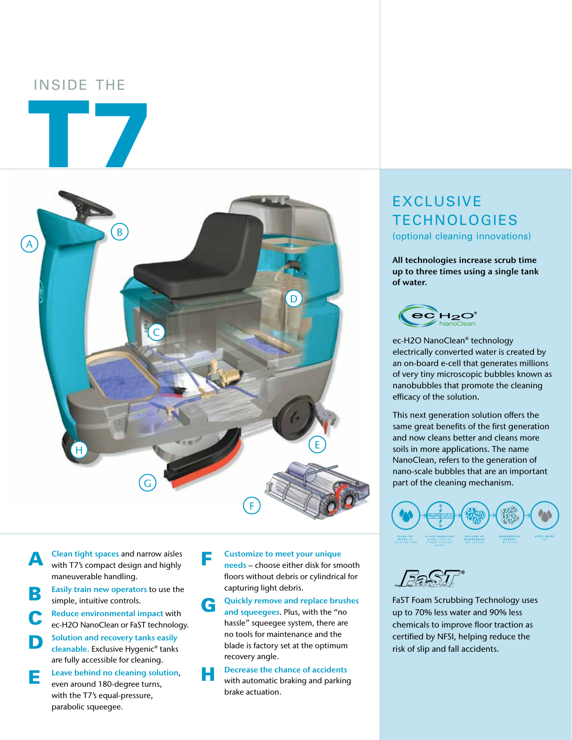# INSIDE THE T7

**A** Clean tight spaces and narrow aisles with T7's compact design and highly maneuverable handling.

**B** Easily train new operators to use the simple, intuitive controls.

**C** Reduce environmental impact with ec-H2O NanoClean or FaST technology.

**D** Solution and recovery tanks easily cleanable. Exclusive Hygenic® tanks are fully accessible for cleaning.

**E** Leave behind no cleaning solution, even around 180-degree turns, with the T7's equal-pressure, parabolic squeegee.

**F** Customize to meet your unique needs – choose either disk for smooth floors without debris or cylindrical for capturing light debris.

**G** Quickly remove and replace brushes and squeegees. Plus, with the "no hassle" squeegee system, there are no tools for maintenance and the blade is factory set at the optimum recovery angle.

**H** Decrease the chance of accidents with automatic braking and parking brake actuation.

## EXCLUSIVE TECHNOLOGIES

(optional cleaning innovations)

**All technologies increase scrub time up to three times using a single tank of water.**

ec H2O® NanoClean

ec-H2O NanoClean® technology electrically converted water is created by an on-board e-cell that generates millions of very tiny microscopic bubbles known as nanobubbles that promote the cleaning efficacy of the solution.

This next generation solution offers the same great benefits of the first generation and now cleans better and cleans more soils in more applications. The name NanoClean, refers to the generation of nano-scale bubbles that are an important part of the cleaning mechanism.

CLEAN TAP WATER IN SOLUTION TANK → ec-H2O NANOCLEAN E-CELL APPLIES STRONG ELECTRIC CHARGE → MILLIONS OF NANOBUBBLES ARE CREATED → NANOBUBBLES INTERACT WITH SOIL → DIRTY WATER OUT

FaST®

FaST Foam Scrubbing Technology uses up to 70% less water and 90% less chemicals to improve floor traction as certified by NFSI, helping reduce the risk of slip and fall accidents.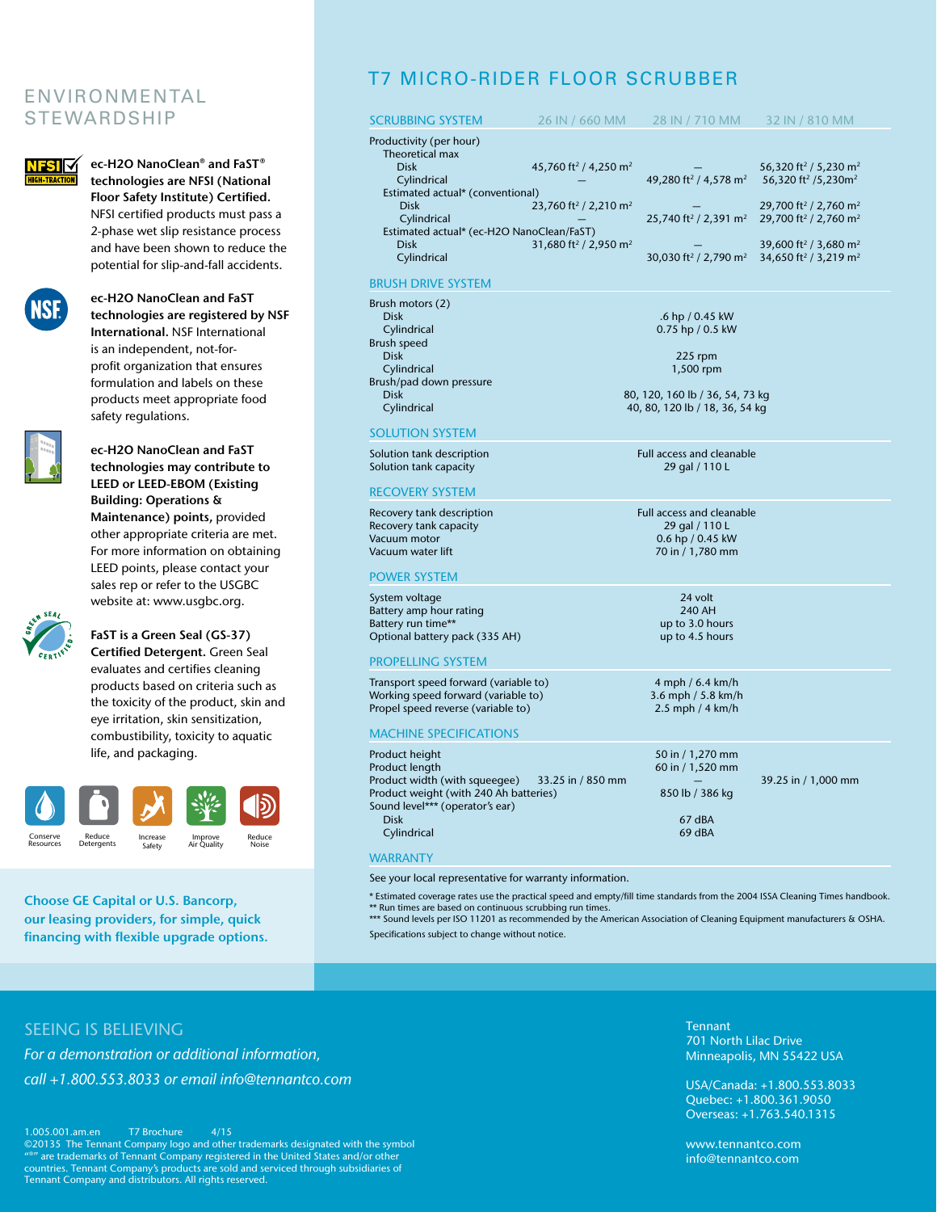# ENVIRONMENTAL STEWARDSHIP

**ec-H2O NanoClean® and FaST® technologies are NFSI (National Floor Safety Institute) Certified.** NFSI certified products must pass a 2-phase wet slip resistance process and have been shown to reduce the potential for slip-and-fall accidents.

**ec-H2O NanoClean and FaST technologies are registered by NSF International.** NSF International is an independent, not-for-profit organization that ensures formulation and labels on these products meet appropriate food safety regulations.

**ec-H2O NanoClean and FaST technologies may contribute to LEED or LEED-EBOM (Existing Building: Operations & Maintenance) points,** provided other appropriate criteria are met. For more information on obtaining LEED points, please contact your sales rep or refer to the USGBC website at: www.usgbc.org.

**FaST is a Green Seal (GS-37) Certified Detergent.** Green Seal evaluates and certifies cleaning products based on criteria such as the toxicity of the product, skin and eye irritation, skin sensitization, combustibility, toxicity to aquatic life, and packaging.

Conserve Resources | Reduce Detergents | Increase Safety | Improve Air Quality | Reduce Noise

**Choose GE Capital or U.S. Bancorp, our leasing providers, for simple, quick financing with flexible upgrade options.**

# T7 MICRO-RIDER FLOOR SCRUBBER

| SCRUBBING SYSTEM | 26 IN / 660 MM | 28 IN / 710 MM | 32 IN / 810 MM |
|---|---|---|---|
| Productivity (per hour) | | | |
| Theoretical max | | | |
| Disk | 45,760 ft² / 4,250 m² | – | 56,320 ft² / 5,230 m² |
| Cylindrical | – | 49,280 ft² / 4,578 m² | 56,320 ft² /5,230m² |
| Estimated actual* (conventional) | | | |
| Disk | 23,760 ft² / 2,210 m² | – | 29,700 ft² / 2,760 m² |
| Cylindrical | – | 25,740 ft² / 2,391 m² | 29,700 ft² / 2,760 m² |
| Estimated actual* (ec-H2O NanoClean/FaST) | | | |
| Disk | 31,680 ft² / 2,950 m² | – | 39,600 ft² / 3,680 m² |
| Cylindrical | – | 30,030 ft² / 2,790 m² | 34,650 ft² / 3,219 m² |

## BRUSH DRIVE SYSTEM

| | |
|---|---|
| Brush motors (2) | |
| Disk | .6 hp / 0.45 kW |
| Cylindrical | 0.75 hp / 0.5 kW |
| Brush speed | |
| Disk | 225 rpm |
| Cylindrical | 1,500 rpm |
| Brush/pad down pressure | |
| Disk | 80, 120, 160 lb / 36, 54, 73 kg |
| Cylindrical | 40, 80, 120 lb / 18, 36, 54 kg |

## SOLUTION SYSTEM

| | |
|---|---|
| Solution tank description | Full access and cleanable |
| Solution tank capacity | 29 gal / 110 L |

## RECOVERY SYSTEM

| | |
|---|---|
| Recovery tank description | Full access and cleanable |
| Recovery tank capacity | 29 gal / 110 L |
| Vacuum motor | 0.6 hp / 0.45 kW |
| Vacuum water lift | 70 in / 1,780 mm |

## POWER SYSTEM

| | |
|---|---|
| System voltage | 24 volt |
| Battery amp hour rating | 240 AH |
| Battery run time** | up to 3.0 hours |
| Optional battery pack (335 AH) | up to 4.5 hours |

## PROPELLING SYSTEM

| | |
|---|---|
| Transport speed forward (variable to) | 4 mph / 6.4 km/h |
| Working speed forward (variable to) | 3.6 mph / 5.8 km/h |
| Propel speed reverse (variable to) | 2.5 mph / 4 km/h |

## MACHINE SPECIFICATIONS

| | 26 IN / 660 MM | 28 IN / 710 MM | 32 IN / 810 MM |
|---|---|---|---|
| Product height | | 50 in / 1,270 mm | |
| Product length | | 60 in / 1,520 mm | |
| Product width (with squeegee) | 33.25 in / 850 mm | – | 39.25 in / 1,000 mm |
| Product weight (with 240 Ah batteries) | | 850 lb / 386 kg | |
| Sound level*** (operator's ear) | | | |
| Disk | | 67 dBA | |
| Cylindrical | | 69 dBA | |

## WARRANTY

See your local representative for warranty information.

\* Estimated coverage rates use the practical speed and empty/fill time standards from the 2004 ISSA Cleaning Times handbook.
\*\* Run times are based on continuous scrubbing run times.
\*\*\* Sound levels per ISO 11201 as recommended by the American Association of Cleaning Equipment manufacturers & OSHA.

Specifications subject to change without notice.

## SEEING IS BELIEVING

*For a demonstration or additional information, call +1.800.553.8033 or email info@tennantco.com*

Tennant
701 North Lilac Drive
Minneapolis, MN 55422 USA

USA/Canada: +1.800.553.8033
Quebec: +1.800.361.9050
Overseas: +1.763.540.1315

www.tennantco.com
info@tennantco.com

1.005.001.am.en T7 Brochure 4/15
©20135 The Tennant Company logo and other trademarks designated with the symbol "®" are trademarks of Tennant Company registered in the United States and/or other countries. Tennant Company's products are sold and serviced through subsidiaries of Tennant Company and distributors. All rights reserved.